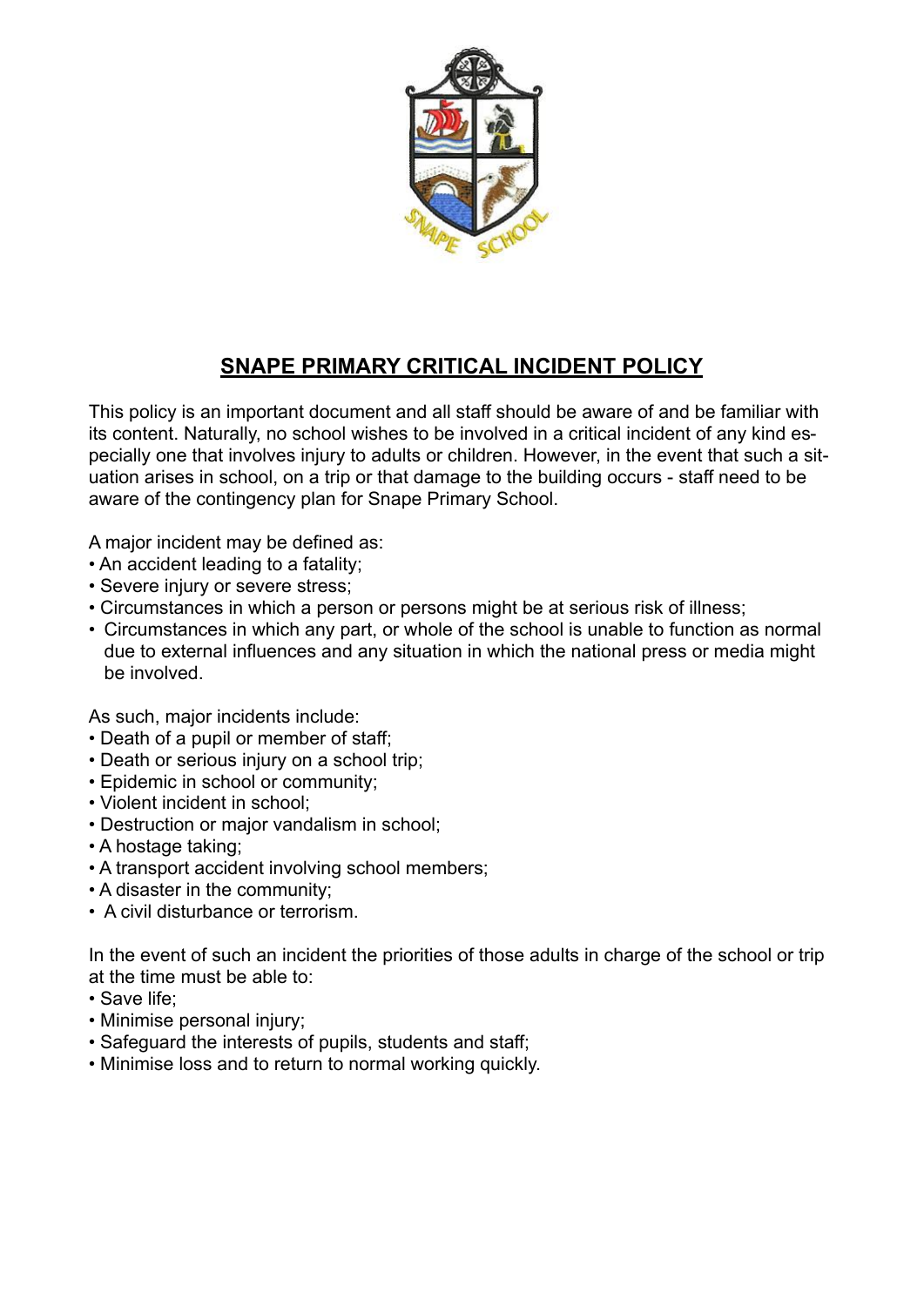# SNAPE PRIMARY CRITICAL INCIDENT POLICY

This policy is an important document and all staff should be aware of and be familiar with its content. Naturally, no school wishes to be involved in a critical incident of any kind especially one that involves injury to adults or children. However, in the event that such a situation arises in school, on a trip or that damage to the building occurs - staff need to be aware of the contingency plan for Snape Primary School.

A major incident may be defined as:

- An accident leading to a fatality;
- Severe injury or severe stress;
- Circumstances in which a person or persons might be at serious risk of illness;
- Circumstances in which any part, or whole of the school is unable to function as normal due to external influences and any situation in which the national press or media might be involved.

As such, major incidents include:

- Death of a pupil or member of staff;
- Death or serious injury on a school trip;
- Epidemic in school or community;
- Violent incident in school;
- Destruction or major vandalism in school;
- A hostage taking;
- A transport accident involving school members;
- A disaster in the community;
- A civil disturbance or terrorism.

In the event of such an incident the priorities of those adults in charge of the school or trip at the time must be able to:

- Save life;
- Minimise personal injury;
- Safeguard the interests of pupils, students and staff;
- Minimise loss and to return to normal working quickly.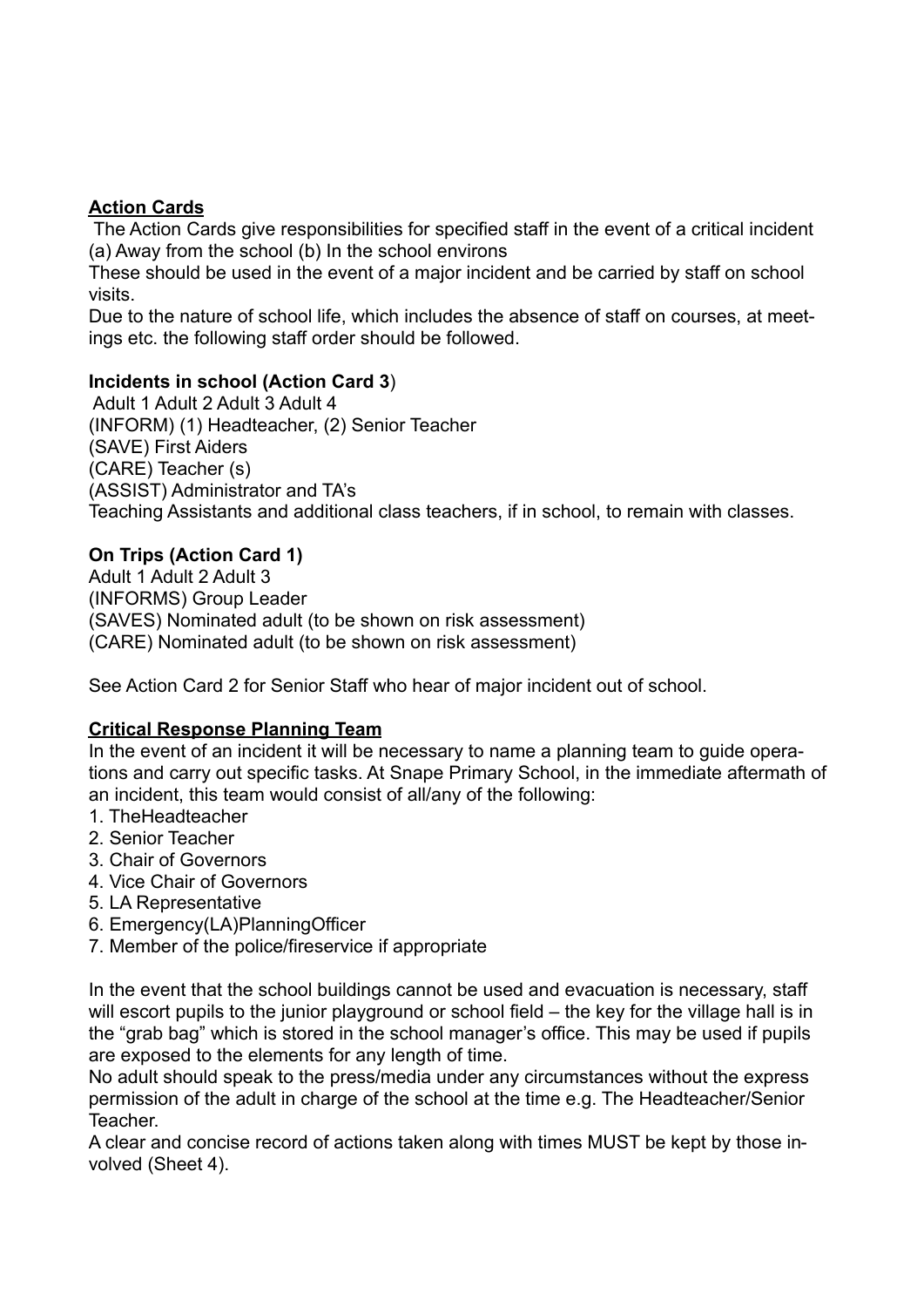## Action Cards

The Action Cards give responsibilities for specified staff in the event of a critical incident (a) Away from the school (b) In the school environs

These should be used in the event of a major incident and be carried by staff on school visits.

Due to the nature of school life, which includes the absence of staff on courses, at meetings etc. the following staff order should be followed.

**Incidents in school (Action Card 3**)

Adult 1 Adult 2 Adult 3 Adult 4
(INFORM) (1) Headteacher, (2) Senior Teacher
(SAVE) First Aiders
(CARE) Teacher (s)
(ASSIST) Administrator and TA's
Teaching Assistants and additional class teachers, if in school, to remain with classes.

**On Trips (Action Card 1)**

Adult 1 Adult 2 Adult 3
(INFORMS) Group Leader
(SAVES) Nominated adult (to be shown on risk assessment)
(CARE) Nominated adult (to be shown on risk assessment)

See Action Card 2 for Senior Staff who hear of major incident out of school.

## Critical Response Planning Team

In the event of an incident it will be necessary to name a planning team to guide operations and carry out specific tasks. At Snape Primary School, in the immediate aftermath of an incident, this team would consist of all/any of the following:

1. TheHeadteacher
2. Senior Teacher
3. Chair of Governors
4. Vice Chair of Governors
5. LA Representative
6. Emergency(LA)PlanningOfficer
7. Member of the police/fireservice if appropriate

In the event that the school buildings cannot be used and evacuation is necessary, staff will escort pupils to the junior playground or school field – the key for the village hall is in the "grab bag" which is stored in the school manager's office. This may be used if pupils are exposed to the elements for any length of time.

No adult should speak to the press/media under any circumstances without the express permission of the adult in charge of the school at the time e.g. The Headteacher/Senior Teacher.

A clear and concise record of actions taken along with times MUST be kept by those involved (Sheet 4).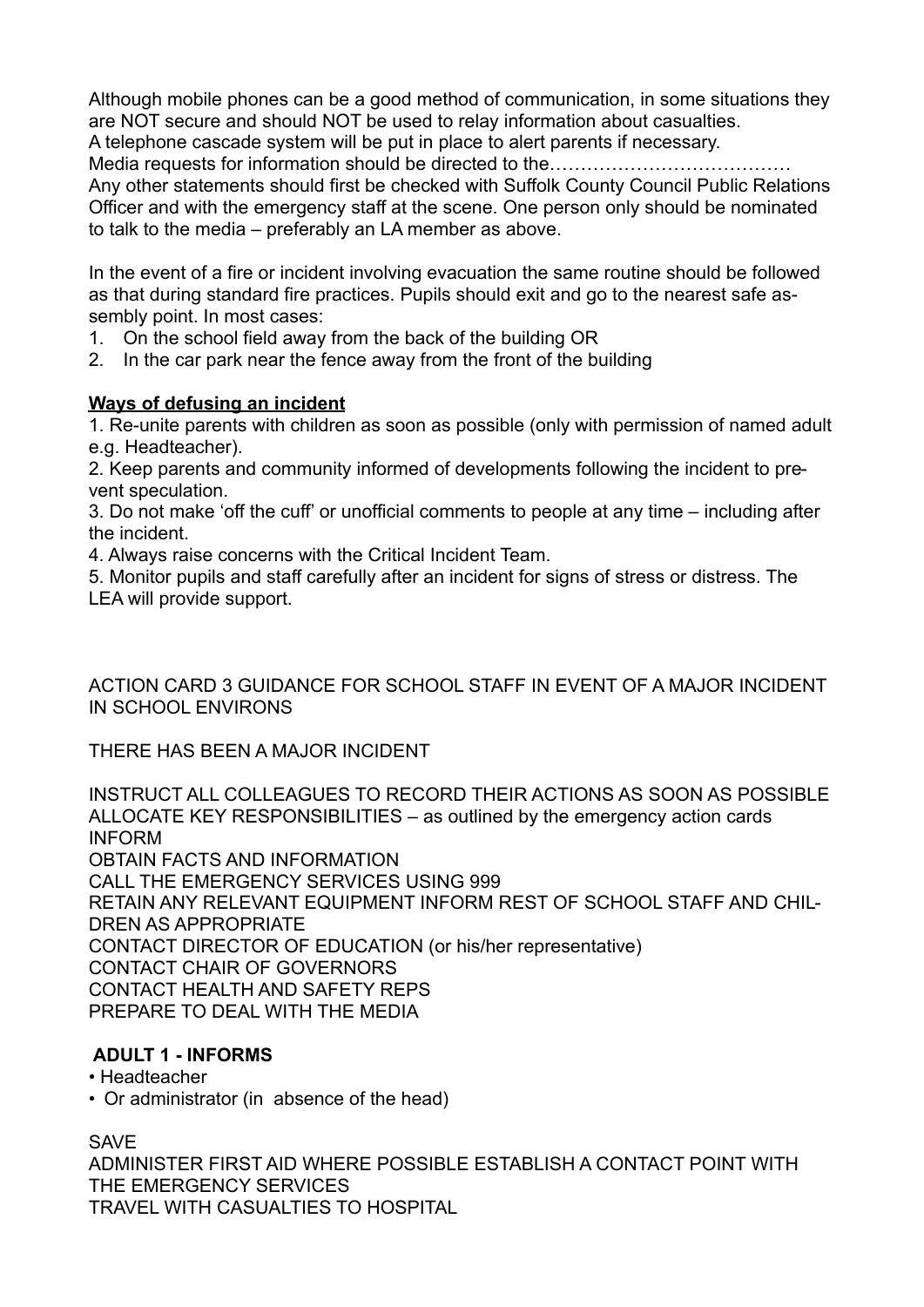Although mobile phones can be a good method of communication, in some situations they are NOT secure and should NOT be used to relay information about casualties.
A telephone cascade system will be put in place to alert parents if necessary.
Media requests for information should be directed to the…………………………………
Any other statements should first be checked with Suffolk County Council Public Relations Officer and with the emergency staff at the scene. One person only should be nominated to talk to the media – preferably an LA member as above.

In the event of a fire or incident involving evacuation the same routine should be followed as that during standard fire practices. Pupils should exit and go to the nearest safe assembly point. In most cases:

1. On the school field away from the back of the building OR
2. In the car park near the fence away from the front of the building

**Ways of defusing an incident**

1. Re-unite parents with children as soon as possible (only with permission of named adult e.g. Headteacher).
2. Keep parents and community informed of developments following the incident to prevent speculation.
3. Do not make 'off the cuff' or unofficial comments to people at any time – including after the incident.
4. Always raise concerns with the Critical Incident Team.
5. Monitor pupils and staff carefully after an incident for signs of stress or distress. The LEA will provide support.

ACTION CARD 3 GUIDANCE FOR SCHOOL STAFF IN EVENT OF A MAJOR INCIDENT IN SCHOOL ENVIRONS

THERE HAS BEEN A MAJOR INCIDENT

INSTRUCT ALL COLLEAGUES TO RECORD THEIR ACTIONS AS SOON AS POSSIBLE
ALLOCATE KEY RESPONSIBILITIES – as outlined by the emergency action cards
INFORM
OBTAIN FACTS AND INFORMATION
CALL THE EMERGENCY SERVICES USING 999
RETAIN ANY RELEVANT EQUIPMENT INFORM REST OF SCHOOL STAFF AND CHILDREN AS APPROPRIATE
CONTACT DIRECTOR OF EDUCATION (or his/her representative)
CONTACT CHAIR OF GOVERNORS
CONTACT HEALTH AND SAFETY REPS
PREPARE TO DEAL WITH THE MEDIA

**ADULT 1 - INFORMS**

- Headteacher
- Or administrator (in absence of the head)

SAVE
ADMINISTER FIRST AID WHERE POSSIBLE ESTABLISH A CONTACT POINT WITH THE EMERGENCY SERVICES
TRAVEL WITH CASUALTIES TO HOSPITAL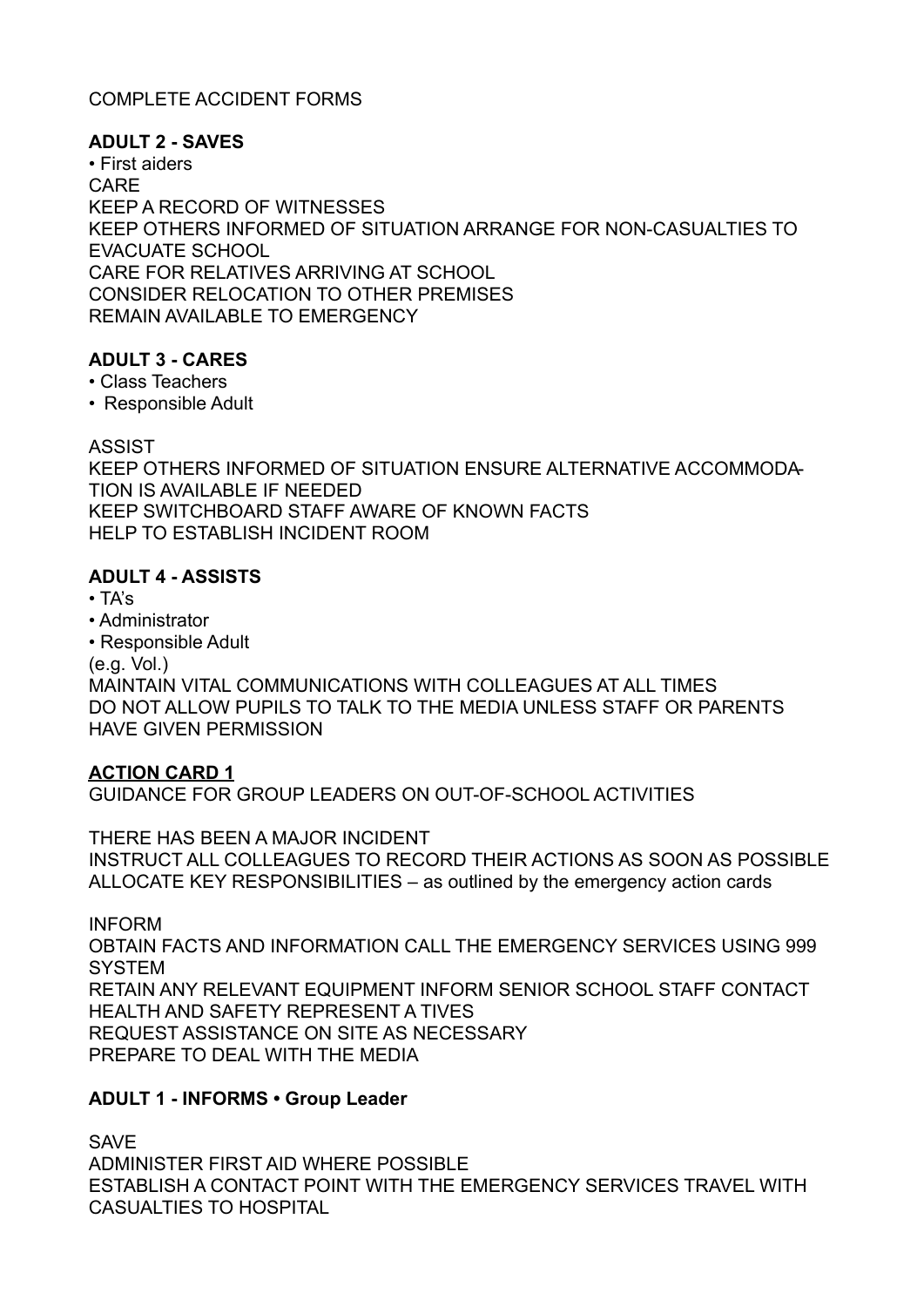COMPLETE ACCIDENT FORMS

**ADULT 2 - SAVES**

- First aiders

CARE
KEEP A RECORD OF WITNESSES
KEEP OTHERS INFORMED OF SITUATION ARRANGE FOR NON-CASUALTIES TO EVACUATE SCHOOL
CARE FOR RELATIVES ARRIVING AT SCHOOL
CONSIDER RELOCATION TO OTHER PREMISES
REMAIN AVAILABLE TO EMERGENCY

**ADULT 3 - CARES**

- Class Teachers
- Responsible Adult

ASSIST
KEEP OTHERS INFORMED OF SITUATION ENSURE ALTERNATIVE ACCOMMODATION IS AVAILABLE IF NEEDED
KEEP SWITCHBOARD STAFF AWARE OF KNOWN FACTS
HELP TO ESTABLISH INCIDENT ROOM

**ADULT 4 - ASSISTS**

- TA's
- Administrator
- Responsible Adult

(e.g. Vol.)
MAINTAIN VITAL COMMUNICATIONS WITH COLLEAGUES AT ALL TIMES
DO NOT ALLOW PUPILS TO TALK TO THE MEDIA UNLESS STAFF OR PARENTS HAVE GIVEN PERMISSION

**ACTION CARD 1**

GUIDANCE FOR GROUP LEADERS ON OUT-OF-SCHOOL ACTIVITIES

THERE HAS BEEN A MAJOR INCIDENT
INSTRUCT ALL COLLEAGUES TO RECORD THEIR ACTIONS AS SOON AS POSSIBLE
ALLOCATE KEY RESPONSIBILITIES – as outlined by the emergency action cards

INFORM
OBTAIN FACTS AND INFORMATION CALL THE EMERGENCY SERVICES USING 999 SYSTEM
RETAIN ANY RELEVANT EQUIPMENT INFORM SENIOR SCHOOL STAFF CONTACT HEALTH AND SAFETY REPRESENT A TIVES
REQUEST ASSISTANCE ON SITE AS NECESSARY
PREPARE TO DEAL WITH THE MEDIA

**ADULT 1 - INFORMS • Group Leader**

SAVE
ADMINISTER FIRST AID WHERE POSSIBLE
ESTABLISH A CONTACT POINT WITH THE EMERGENCY SERVICES TRAVEL WITH CASUALTIES TO HOSPITAL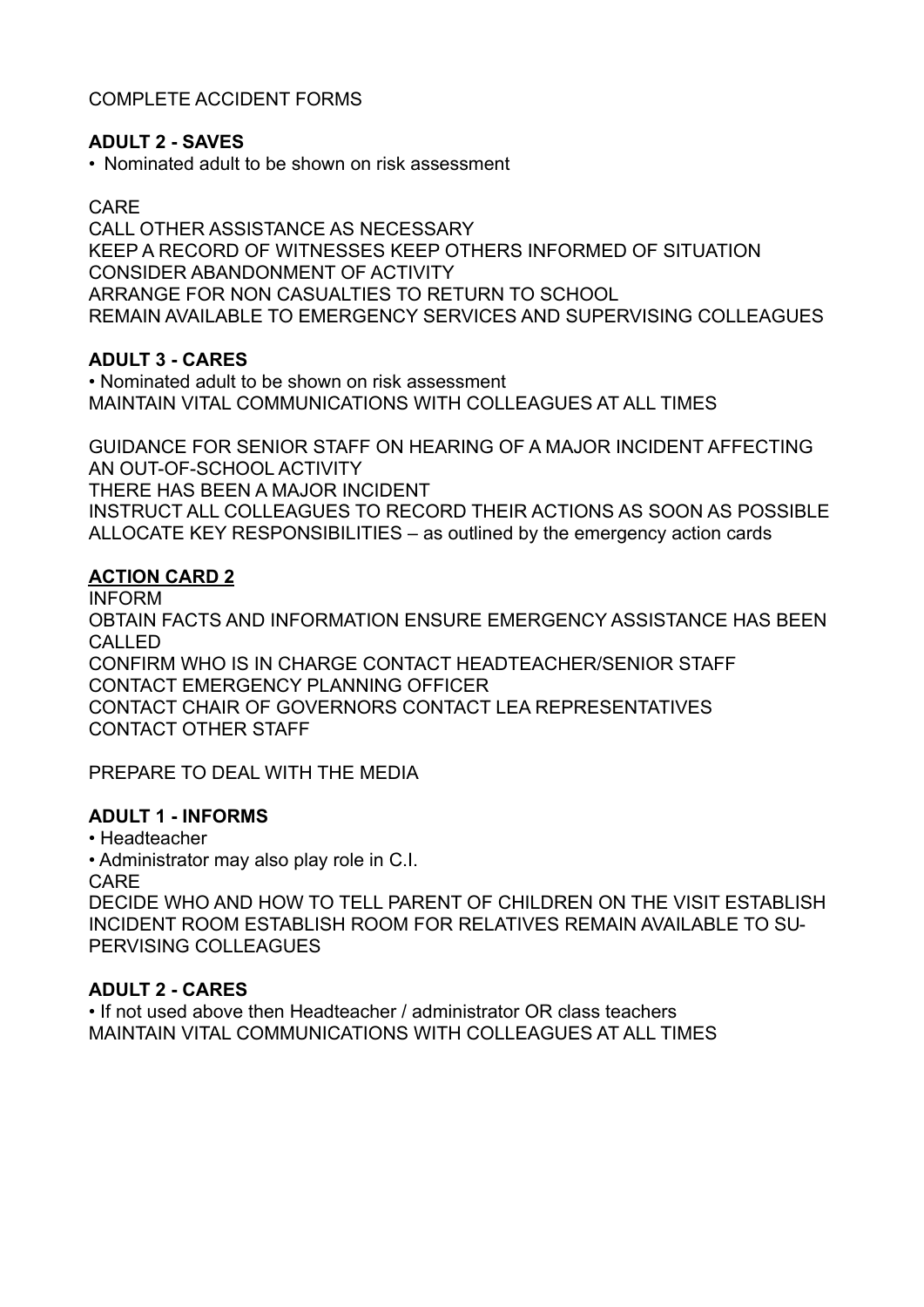COMPLETE ACCIDENT FORMS

**ADULT 2 - SAVES**

- Nominated adult to be shown on risk assessment

CARE

CALL OTHER ASSISTANCE AS NECESSARY

KEEP A RECORD OF WITNESSES KEEP OTHERS INFORMED OF SITUATION

CONSIDER ABANDONMENT OF ACTIVITY

ARRANGE FOR NON CASUALTIES TO RETURN TO SCHOOL

REMAIN AVAILABLE TO EMERGENCY SERVICES AND SUPERVISING COLLEAGUES

**ADULT 3 - CARES**

- Nominated adult to be shown on risk assessment

MAINTAIN VITAL COMMUNICATIONS WITH COLLEAGUES AT ALL TIMES

GUIDANCE FOR SENIOR STAFF ON HEARING OF A MAJOR INCIDENT AFFECTING AN OUT-OF-SCHOOL ACTIVITY

THERE HAS BEEN A MAJOR INCIDENT

INSTRUCT ALL COLLEAGUES TO RECORD THEIR ACTIONS AS SOON AS POSSIBLE

ALLOCATE KEY RESPONSIBILITIES – as outlined by the emergency action cards

**<u>ACTION CARD 2</u>**

INFORM

OBTAIN FACTS AND INFORMATION ENSURE EMERGENCY ASSISTANCE HAS BEEN CALLED

CONFIRM WHO IS IN CHARGE CONTACT HEADTEACHER/SENIOR STAFF

CONTACT EMERGENCY PLANNING OFFICER

CONTACT CHAIR OF GOVERNORS CONTACT LEA REPRESENTATIVES

CONTACT OTHER STAFF

PREPARE TO DEAL WITH THE MEDIA

**ADULT 1 - INFORMS**

- Headteacher
- Administrator may also play role in C.I.

CARE

DECIDE WHO AND HOW TO TELL PARENT OF CHILDREN ON THE VISIT ESTABLISH INCIDENT ROOM ESTABLISH ROOM FOR RELATIVES REMAIN AVAILABLE TO SUPERVISING COLLEAGUES

**ADULT 2 - CARES**

- If not used above then Headteacher / administrator OR class teachers

MAINTAIN VITAL COMMUNICATIONS WITH COLLEAGUES AT ALL TIMES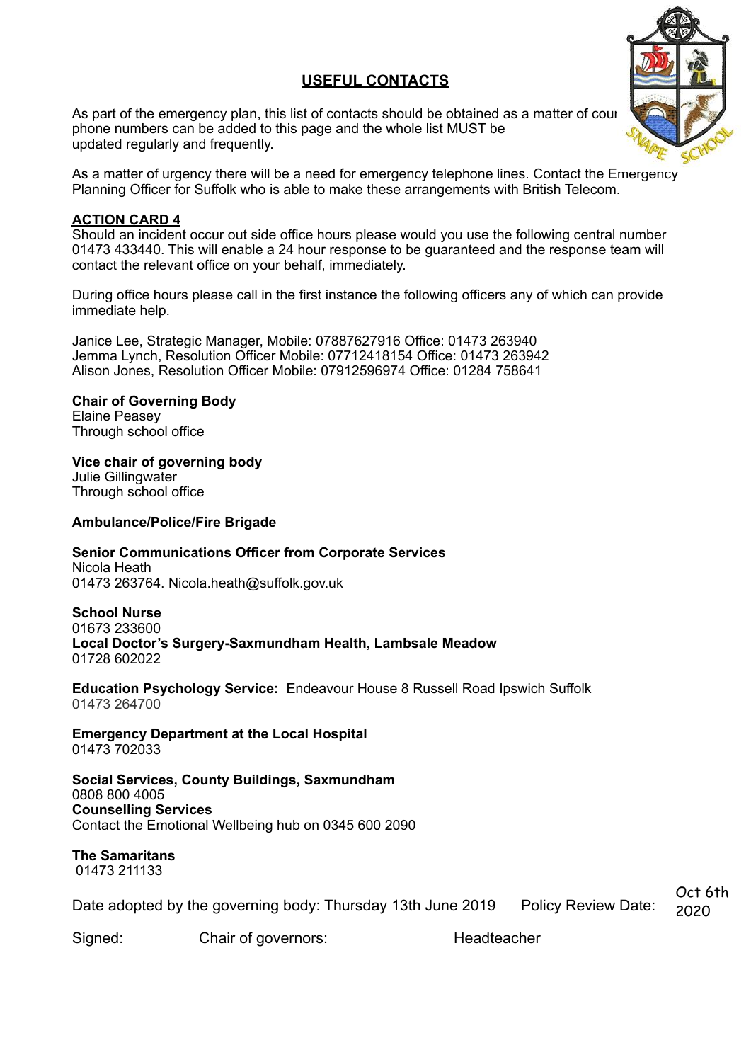## USEFUL CONTACTS

As part of the emergency plan, this list of contacts should be obtained as a matter of cour phone numbers can be added to this page and the whole list MUST be updated regularly and frequently.

As a matter of urgency there will be a need for emergency telephone lines. Contact the Emergency Planning Officer for Suffolk who is able to make these arrangements with British Telecom.

**ACTION CARD 4**

Should an incident occur out side office hours please would you use the following central number 01473 433440. This will enable a 24 hour response to be guaranteed and the response team will contact the relevant office on your behalf, immediately.

During office hours please call in the first instance the following officers any of which can provide immediate help.

Janice Lee, Strategic Manager, Mobile: 07887627916 Office: 01473 263940
Jemma Lynch, Resolution Officer Mobile: 07712418154 Office: 01473 263942
Alison Jones, Resolution Officer Mobile: 07912596974 Office: 01284 758641

**Chair of Governing Body**
Elaine Peasey
Through school office

**Vice chair of governing body**
Julie Gillingwater
Through school office

**Ambulance/Police/Fire Brigade**

**Senior Communications Officer from Corporate Services**
Nicola Heath
01473 263764. Nicola.heath@suffolk.gov.uk

**School Nurse**
01673 233600
**Local Doctor's Surgery-Saxmundham Health, Lambsale Meadow**
01728 602022

**Education Psychology Service:** Endeavour House 8 Russell Road Ipswich Suffolk
01473 264700

**Emergency Department at the Local Hospital**
01473 702033

**Social Services, County Buildings, Saxmundham**
0808 800 4005
**Counselling Services**
Contact the Emotional Wellbeing hub on 0345 600 2090

**The Samaritans**
01473 211133

Date adopted by the governing body: Thursday 13th June 2019 Policy Review Date: Oct 6th 2020

Signed: Chair of governors: Headteacher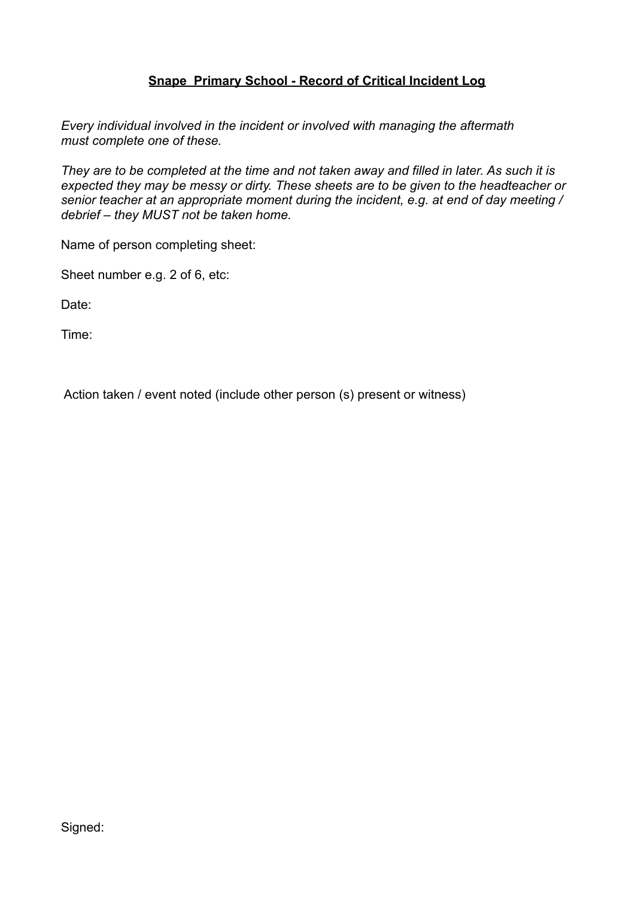**Snape Primary School - Record of Critical Incident Log**

*Every individual involved in the incident or involved with managing the aftermath must complete one of these.*

*They are to be completed at the time and not taken away and filled in later. As such it is expected they may be messy or dirty. These sheets are to be given to the headteacher or senior teacher at an appropriate moment during the incident, e.g. at end of day meeting / debrief – they MUST not be taken home.*

Name of person completing sheet:

Sheet number e.g. 2 of 6, etc:

Date:

Time:

Action taken / event noted (include other person (s) present or witness)

Signed: